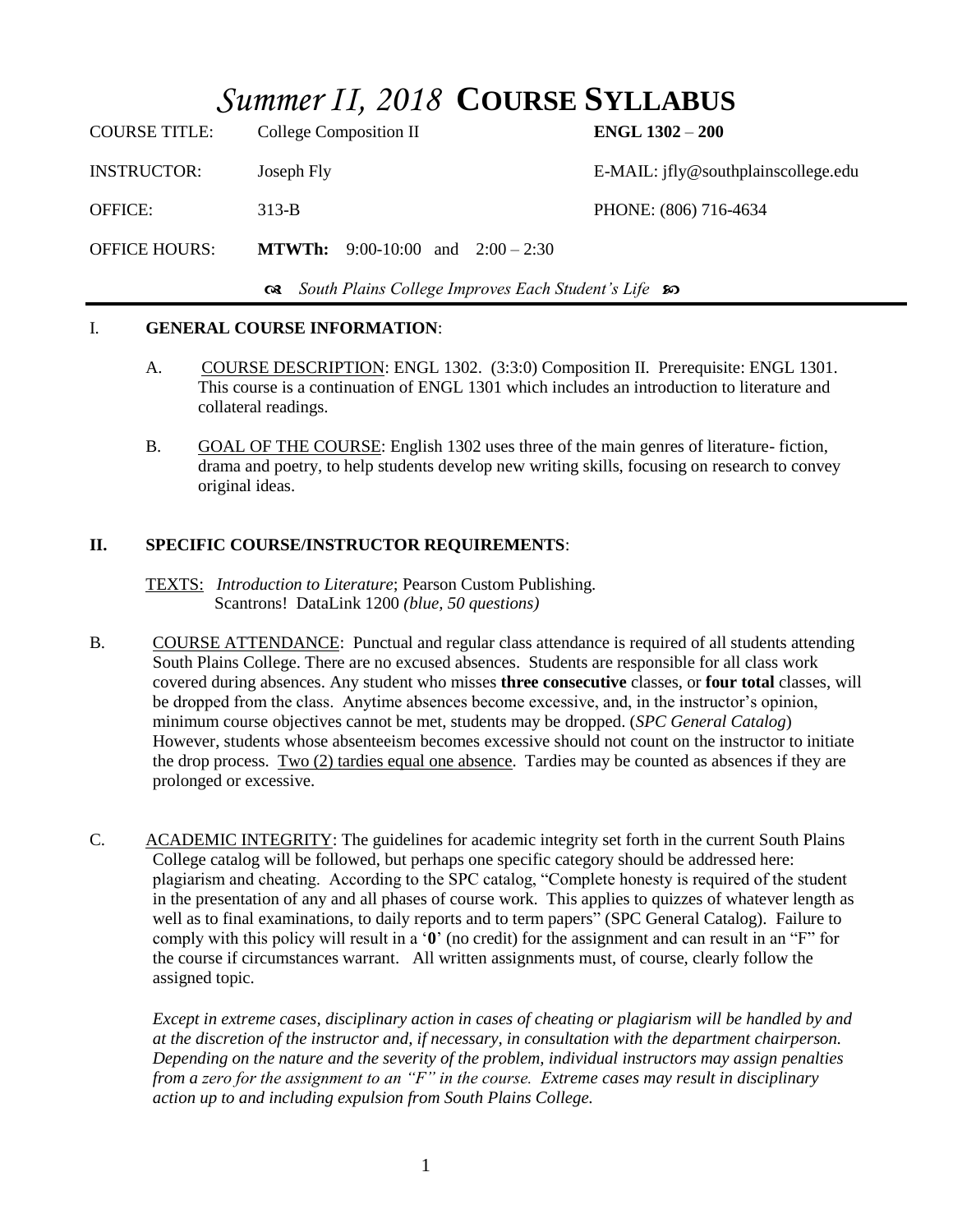# *Summer II, 2018* **COURSE SYLLABUS**

| | | |
|---|---|---|
| COURSE TITLE: | College Composition II | **ENGL 1302 – 200** |
| INSTRUCTOR: | Joseph Fly | E-MAIL: jfly@southplainscollege.edu |
| OFFICE: | 313-B | PHONE: (806) 716-4634 |
| OFFICE HOURS: | **MTWTh:** 9:00-10:00 and 2:00 – 2:30 | |

*South Plains College Improves Each Student's Life*

## I. GENERAL COURSE INFORMATION:

A. COURSE DESCRIPTION: ENGL 1302. (3:3:0) Composition II. Prerequisite: ENGL 1301. This course is a continuation of ENGL 1301 which includes an introduction to literature and collateral readings.

B. GOAL OF THE COURSE: English 1302 uses three of the main genres of literature- fiction, drama and poetry, to help students develop new writing skills, focusing on research to convey original ideas.

## II. SPECIFIC COURSE/INSTRUCTOR REQUIREMENTS:

TEXTS: *Introduction to Literature*; Pearson Custom Publishing.
Scantrons! DataLink 1200 *(blue, 50 questions)*

B. COURSE ATTENDANCE: Punctual and regular class attendance is required of all students attending South Plains College. There are no excused absences. Students are responsible for all class work covered during absences. Any student who misses **three consecutive** classes, or **four total** classes, will be dropped from the class. Anytime absences become excessive, and, in the instructor's opinion, minimum course objectives cannot be met, students may be dropped. (*SPC General Catalog*) However, students whose absenteeism becomes excessive should not count on the instructor to initiate the drop process. Two (2) tardies equal one absence. Tardies may be counted as absences if they are prolonged or excessive.

C. ACADEMIC INTEGRITY: The guidelines for academic integrity set forth in the current South Plains College catalog will be followed, but perhaps one specific category should be addressed here: plagiarism and cheating. According to the SPC catalog, "Complete honesty is required of the student in the presentation of any and all phases of course work. This applies to quizzes of whatever length as well as to final examinations, to daily reports and to term papers" (SPC General Catalog). Failure to comply with this policy will result in a '**0**' (no credit) for the assignment and can result in an "F" for the course if circumstances warrant. All written assignments must, of course, clearly follow the assigned topic.

*Except in extreme cases, disciplinary action in cases of cheating or plagiarism will be handled by and at the discretion of the instructor and, if necessary, in consultation with the department chairperson. Depending on the nature and the severity of the problem, individual instructors may assign penalties from a zero for the assignment to an "F" in the course. Extreme cases may result in disciplinary action up to and including expulsion from South Plains College.*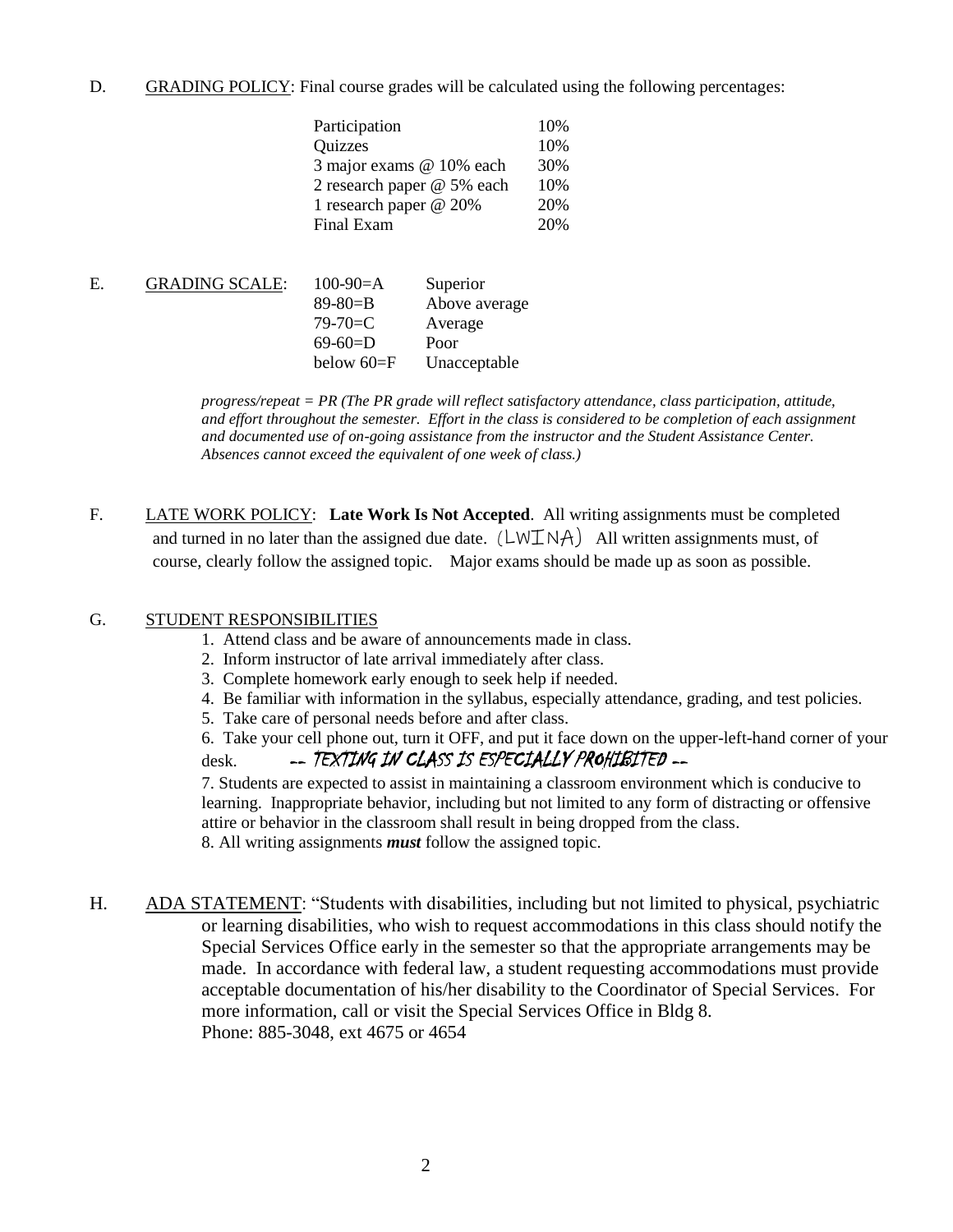D. GRADING POLICY: Final course grades will be calculated using the following percentages:

| | |
|---|---|
| Participation | 10% |
| Quizzes | 10% |
| 3 major exams @ 10% each | 30% |
| 2 research paper @ 5% each | 10% |
| 1 research paper @ 20% | 20% |
| Final Exam | 20% |

E. GRADING SCALE:

| | |
|---|---|
| 100-90=A | Superior |
| 89-80=B | Above average |
| 79-70=C | Average |
| 69-60=D | Poor |
| below 60=F | Unacceptable |

*progress/repeat = PR (The PR grade will reflect satisfactory attendance, class participation, attitude, and effort throughout the semester. Effort in the class is considered to be completion of each assignment and documented use of on-going assistance from the instructor and the Student Assistance Center. Absences cannot exceed the equivalent of one week of class.)*

F. LATE WORK POLICY: **Late Work Is Not Accepted**. All writing assignments must be completed and turned in no later than the assigned due date. (LWINA) All written assignments must, of course, clearly follow the assigned topic. Major exams should be made up as soon as possible.

G. STUDENT RESPONSIBILITIES

1. Attend class and be aware of announcements made in class.
2. Inform instructor of late arrival immediately after class.
3. Complete homework early enough to seek help if needed.
4. Be familiar with information in the syllabus, especially attendance, grading, and test policies.
5. Take care of personal needs before and after class.
6. Take your cell phone out, turn it OFF, and put it face down on the upper-left-hand corner of your desk. -- TEXTING IN CLASS IS ESPECIALLY PROHIBITED --
7. Students are expected to assist in maintaining a classroom environment which is conducive to learning. Inappropriate behavior, including but not limited to any form of distracting or offensive attire or behavior in the classroom shall result in being dropped from the class.
8. All writing assignments ***must*** follow the assigned topic.

H. ADA STATEMENT: "Students with disabilities, including but not limited to physical, psychiatric or learning disabilities, who wish to request accommodations in this class should notify the Special Services Office early in the semester so that the appropriate arrangements may be made. In accordance with federal law, a student requesting accommodations must provide acceptable documentation of his/her disability to the Coordinator of Special Services. For more information, call or visit the Special Services Office in Bldg 8.
Phone: 885-3048, ext 4675 or 4654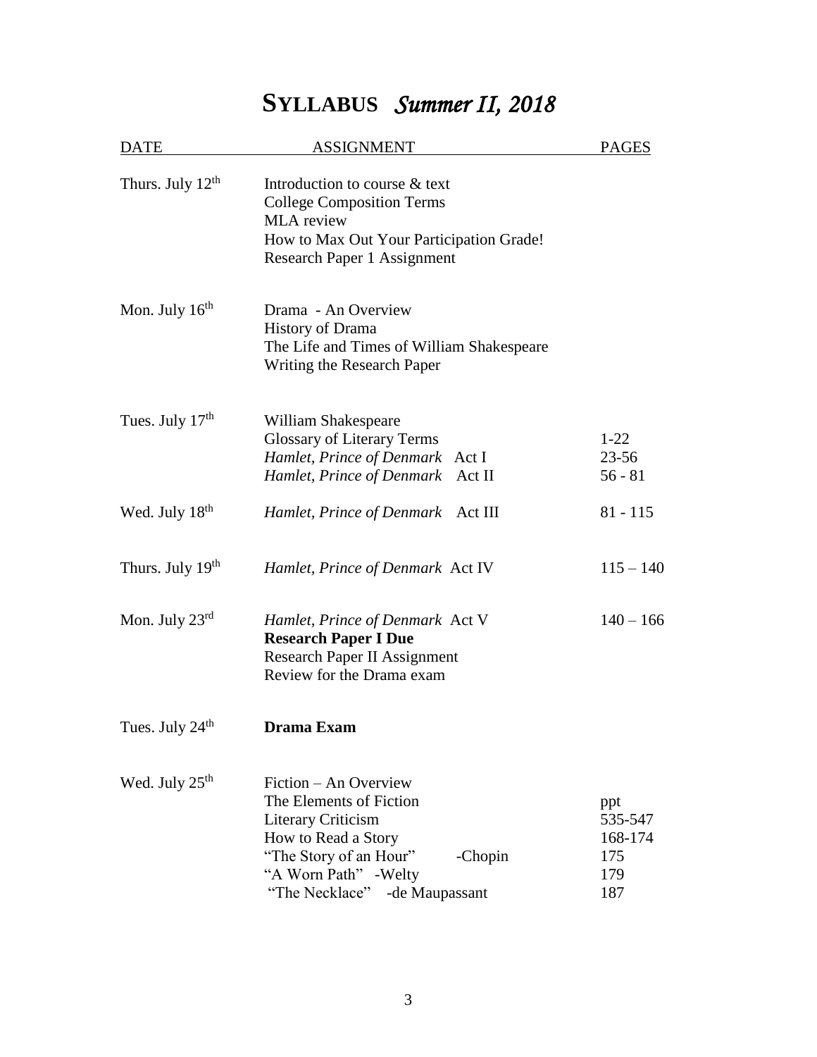# **SYLLABUS** *Summer II, 2018*

| DATE | ASSIGNMENT | PAGES |
|---|---|---|
| Thurs. July 12th | Introduction to course & text<br>College Composition Terms<br>MLA review<br>How to Max Out Your Participation Grade!<br>Research Paper 1 Assignment | |
| Mon. July 16th | Drama - An Overview<br>History of Drama<br>The Life and Times of William Shakespeare<br>Writing the Research Paper | |
| Tues. July 17th | William Shakespeare<br>Glossary of Literary Terms<br>*Hamlet, Prince of Denmark* Act I<br>*Hamlet, Prince of Denmark* Act II | <br>1-22<br>23-56<br>56 - 81 |
| Wed. July 18th | *Hamlet, Prince of Denmark* Act III | 81 - 115 |
| Thurs. July 19th | *Hamlet, Prince of Denmark* Act IV | 115 – 140 |
| Mon. July 23rd | *Hamlet, Prince of Denmark* Act V<br>**Research Paper I Due**<br>Research Paper II Assignment<br>Review for the Drama exam | 140 – 166 |
| Tues. July 24th | **Drama Exam** | |
| Wed. July 25th | Fiction – An Overview<br>The Elements of Fiction<br>Literary Criticism<br>How to Read a Story<br>"The Story of an Hour" -Chopin<br>"A Worn Path" -Welty<br>"The Necklace" -de Maupassant | <br>ppt<br>535-547<br>168-174<br>175<br>179<br>187 |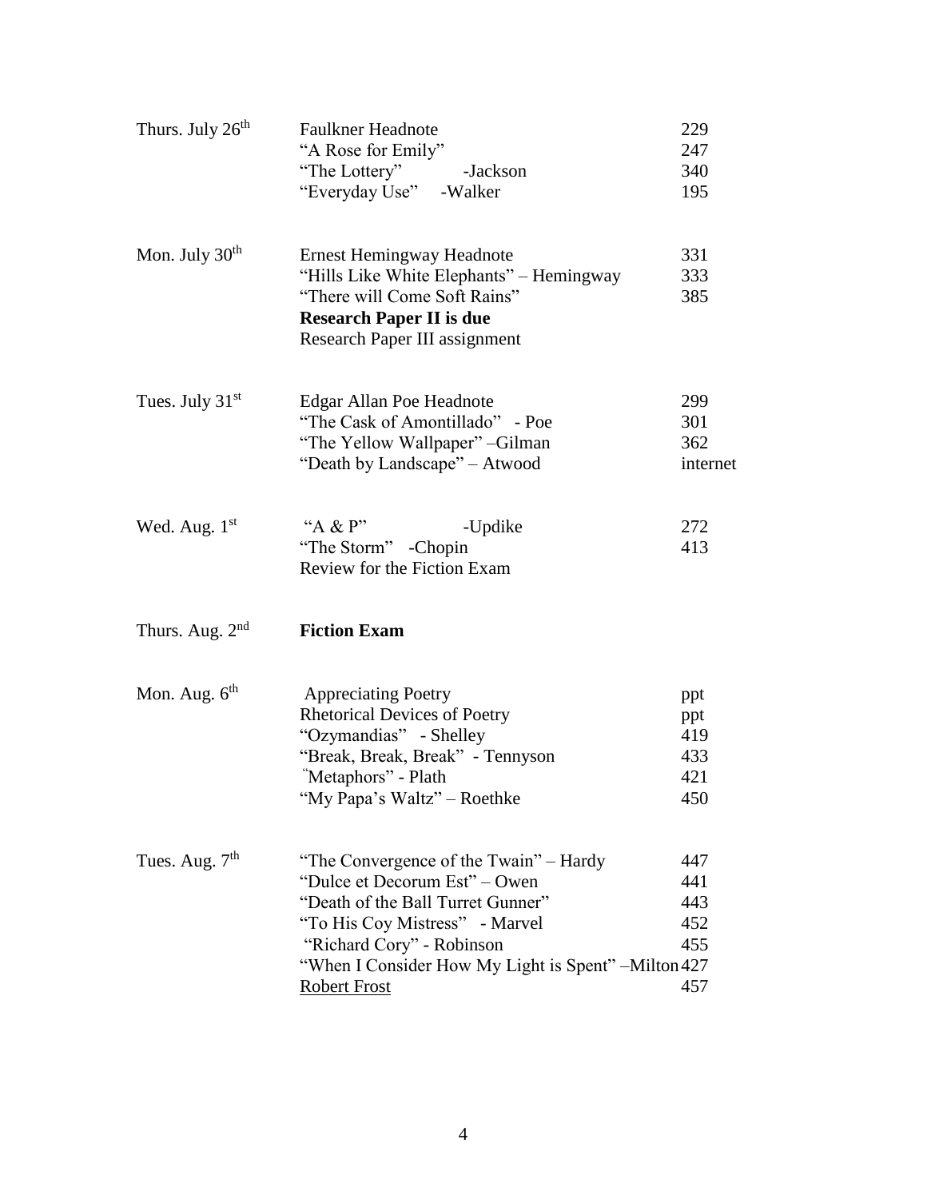| Date | Reading / Assignment | Page |
|---|---|---|
| Thurs. July 26th | Faulkner Headnote | 229 |
| | "A Rose for Emily" | 247 |
| | "The Lottery" -Jackson | 340 |
| | "Everyday Use" -Walker | 195 |
| Mon. July 30th | Ernest Hemingway Headnote | 331 |
| | "Hills Like White Elephants" – Hemingway | 333 |
| | "There will Come Soft Rains" | 385 |
| | **Research Paper II is due** | |
| | Research Paper III assignment | |
| Tues. July 31st | Edgar Allan Poe Headnote | 299 |
| | "The Cask of Amontillado" - Poe | 301 |
| | "The Yellow Wallpaper" –Gilman | 362 |
| | "Death by Landscape" – Atwood | internet |
| Wed. Aug. 1st | "A & P" -Updike | 272 |
| | "The Storm" -Chopin | 413 |
| | Review for the Fiction Exam | |
| Thurs. Aug. 2nd | **Fiction Exam** | |
| Mon. Aug. 6th | Appreciating Poetry | ppt |
| | Rhetorical Devices of Poetry | ppt |
| | "Ozymandias" - Shelley | 419 |
| | "Break, Break, Break" - Tennyson | 433 |
| | "Metaphors" - Plath | 421 |
| | "My Papa's Waltz" – Roethke | 450 |
| Tues. Aug. 7th | "The Convergence of the Twain" – Hardy | 447 |
| | "Dulce et Decorum Est" – Owen | 441 |
| | "Death of the Ball Turret Gunner" | 443 |
| | "To His Coy Mistress" - Marvel | 452 |
| | "Richard Cory" - Robinson | 455 |
| | "When I Consider How My Light is Spent" –Milton | 427 |
| | Robert Frost | 457 |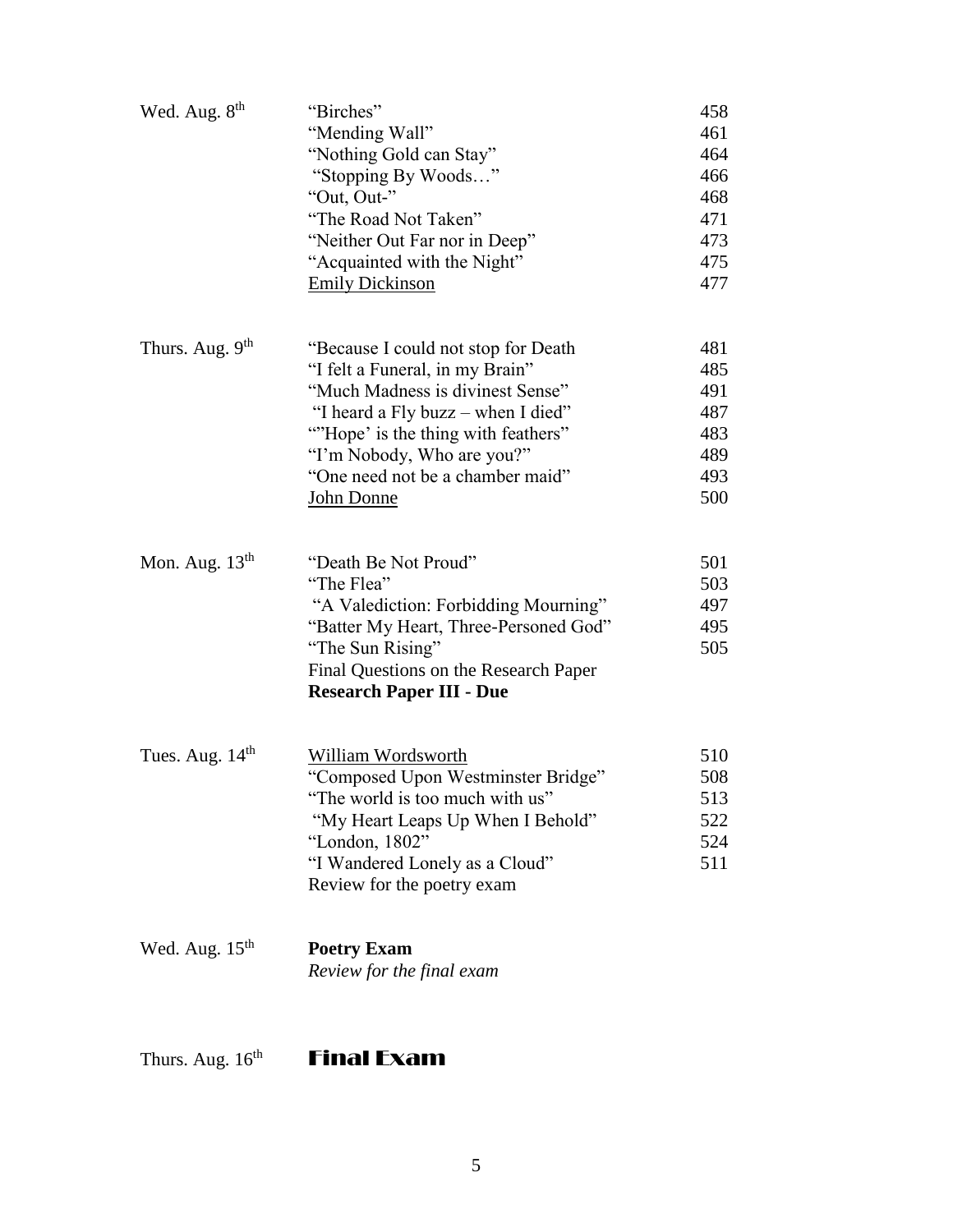| | | |
|---|---|---|
| Wed. Aug. 8th | "Birches" | 458 |
| | "Mending Wall" | 461 |
| | "Nothing Gold can Stay" | 464 |
| | "Stopping By Woods…" | 466 |
| | "Out, Out-" | 468 |
| | "The Road Not Taken" | 471 |
| | "Neither Out Far nor in Deep" | 473 |
| | "Acquainted with the Night" | 475 |
| | <u>Emily Dickinson</u> | 477 |
| Thurs. Aug. 9th | "Because I could not stop for Death | 481 |
| | "I felt a Funeral, in my Brain" | 485 |
| | "Much Madness is divinest Sense" | 491 |
| | "I heard a Fly buzz – when I died" | 487 |
| | ""Hope' is the thing with feathers" | 483 |
| | "I'm Nobody, Who are you?" | 489 |
| | "One need not be a chamber maid" | 493 |
| | <u>John Donne</u> | 500 |
| Mon. Aug. 13th | "Death Be Not Proud" | 501 |
| | "The Flea" | 503 |
| | "A Valediction: Forbidding Mourning" | 497 |
| | "Batter My Heart, Three-Personed God" | 495 |
| | "The Sun Rising" | 505 |
| | Final Questions on the Research Paper | |
| | **Research Paper III - Due** | |
| Tues. Aug. 14th | <u>William Wordsworth</u> | 510 |
| | "Composed Upon Westminster Bridge" | 508 |
| | "The world is too much with us" | 513 |
| | "My Heart Leaps Up When I Behold" | 522 |
| | "London, 1802" | 524 |
| | "I Wandered Lonely as a Cloud" | 511 |
| | Review for the poetry exam | |
| Wed. Aug. 15th | **Poetry Exam** | |
| | *Review for the final exam* | |
| Thurs. Aug. 16th | **Final Exam** | |